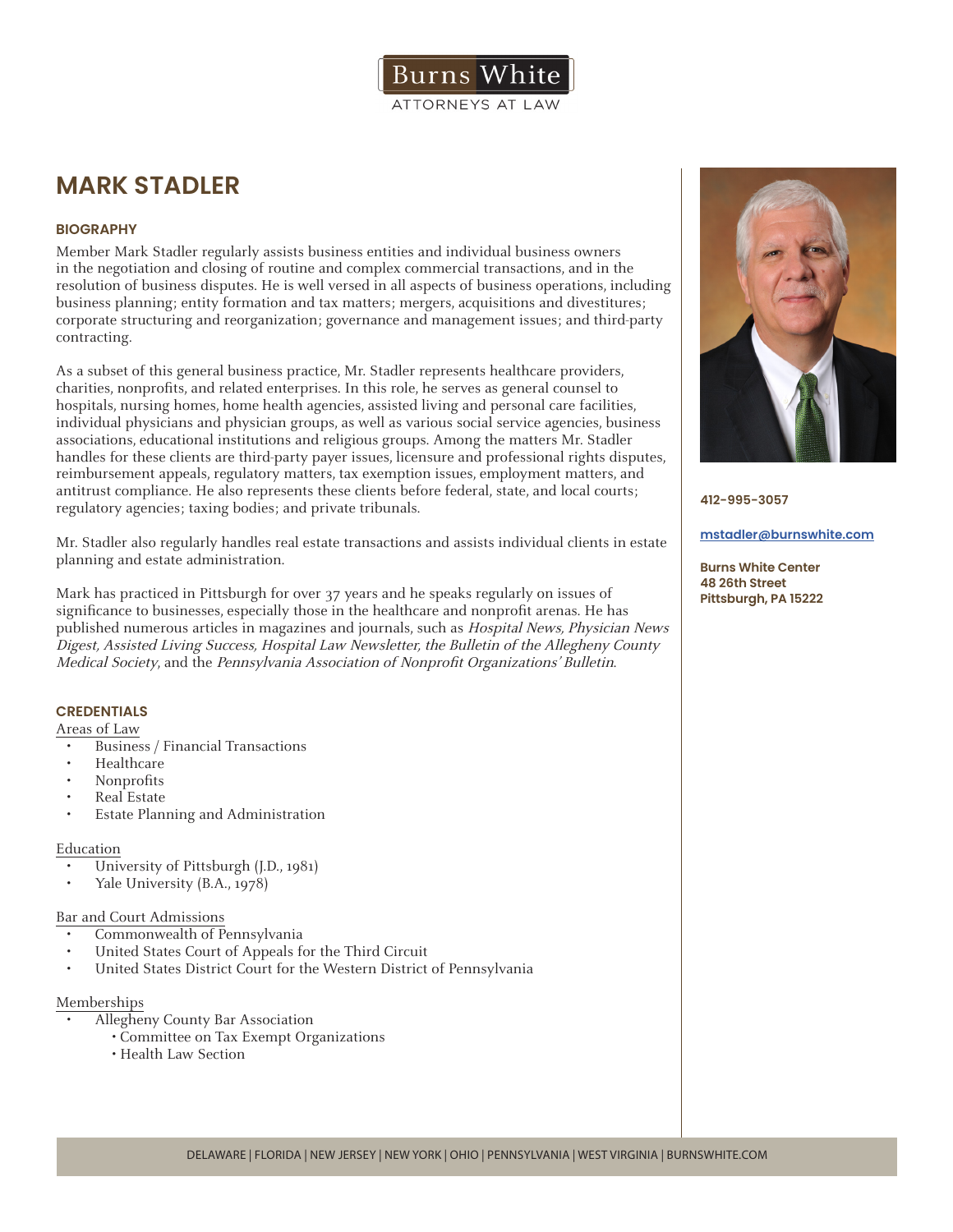Burns White

ATTORNEYS AT LAW

# MARK STADLER

## BIOGRAPHY

Member Mark Stadler regularly assists business entities and individual business owners in the negotiation and closing of routine and complex commercial transactions, and in the resolution of business disputes. He is well versed in all aspects of business operations, including business planning; entity formation and tax matters; mergers, acquisitions and divestitures; corporate structuring and reorganization; governance and management issues; and third-party contracting.

As a subset of this general business practice, Mr. Stadler represents healthcare providers, charities, nonprofits, and related enterprises. In this role, he serves as general counsel to hospitals, nursing homes, home health agencies, assisted living and personal care facilities, individual physicians and physician groups, as well as various social service agencies, business associations, educational institutions and religious groups. Among the matters Mr. Stadler handles for these clients are third-party payer issues, licensure and professional rights disputes, reimbursement appeals, regulatory matters, tax exemption issues, employment matters, and antitrust compliance. He also represents these clients before federal, state, and local courts; regulatory agencies; taxing bodies; and private tribunals.

Mr. Stadler also regularly handles real estate transactions and assists individual clients in estate planning and estate administration.

Mark has practiced in Pittsburgh for over 37 years and he speaks regularly on issues of significance to businesses, especially those in the healthcare and nonprofit arenas. He has published numerous articles in magazines and journals, such as *Hospital News, Physician News Digest, Assisted Living Success, Hospital Law Newsletter, the Bulletin of the Allegheny County Medical Society*, and the *Pennsylvania Association of Nonprofit Organizations' Bulletin*.

**412-995-3057**

**mstadler@burnswhite.com**

**Burns White Center**
**48 26th Street**
**Pittsburgh, PA 15222**

## CREDENTIALS

Areas of Law

- Business / Financial Transactions
- Healthcare
- Nonprofits
- Real Estate
- Estate Planning and Administration

Education

- University of Pittsburgh (J.D., 1981)
- Yale University (B.A., 1978)

Bar and Court Admissions

- Commonwealth of Pennsylvania
- United States Court of Appeals for the Third Circuit
- United States District Court for the Western District of Pennsylvania

Memberships

- Allegheny County Bar Association
  - Committee on Tax Exempt Organizations
  - Health Law Section

DELAWARE | FLORIDA | NEW JERSEY | NEW YORK | OHIO | PENNSYLVANIA | WEST VIRGINIA | BURNSWHITE.COM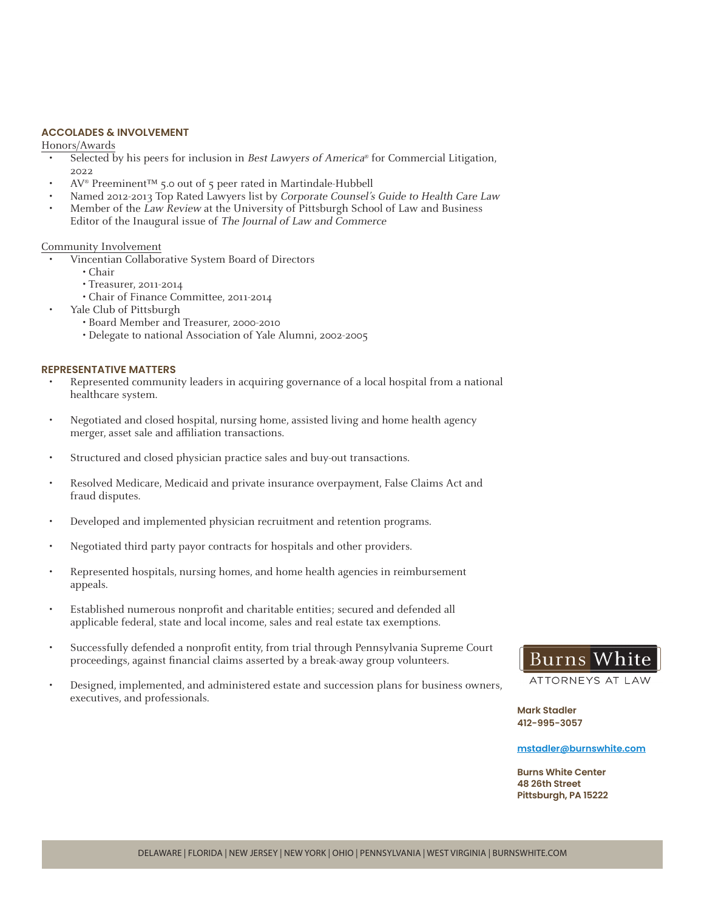## ACCOLADES & INVOLVEMENT

Honors/Awards

- Selected by his peers for inclusion in *Best Lawyers of America*® for Commercial Litigation, 2022
- AV® Preeminent™ 5.0 out of 5 peer rated in Martindale-Hubbell
- Named 2012-2013 Top Rated Lawyers list by *Corporate Counsel's Guide to Health Care Law*
- Member of the *Law Review* at the University of Pittsburgh School of Law and Business Editor of the Inaugural issue of *The Journal of Law and Commerce*

Community Involvement

- Vincentian Collaborative System Board of Directors
  - Chair
  - Treasurer, 2011-2014
  - Chair of Finance Committee, 2011-2014
- Yale Club of Pittsburgh
  - Board Member and Treasurer, 2000-2010
  - Delegate to national Association of Yale Alumni, 2002-2005

## REPRESENTATIVE MATTERS

- Represented community leaders in acquiring governance of a local hospital from a national healthcare system.
- Negotiated and closed hospital, nursing home, assisted living and home health agency merger, asset sale and affiliation transactions.
- Structured and closed physician practice sales and buy-out transactions.
- Resolved Medicare, Medicaid and private insurance overpayment, False Claims Act and fraud disputes.
- Developed and implemented physician recruitment and retention programs.
- Negotiated third party payor contracts for hospitals and other providers.
- Represented hospitals, nursing homes, and home health agencies in reimbursement appeals.
- Established numerous nonprofit and charitable entities; secured and defended all applicable federal, state and local income, sales and real estate tax exemptions.
- Successfully defended a nonprofit entity, from trial through Pennsylvania Supreme Court proceedings, against financial claims asserted by a break-away group volunteers.
- Designed, implemented, and administered estate and succession plans for business owners, executives, and professionals.

Burns White
ATTORNEYS AT LAW

**Mark Stadler**
**412-995-3057**

**mstadler@burnswhite.com**

**Burns White Center**
**48 26th Street**
**Pittsburgh, PA 15222**

DELAWARE | FLORIDA | NEW JERSEY | NEW YORK | OHIO | PENNSYLVANIA | WEST VIRGINIA | BURNSWHITE.COM